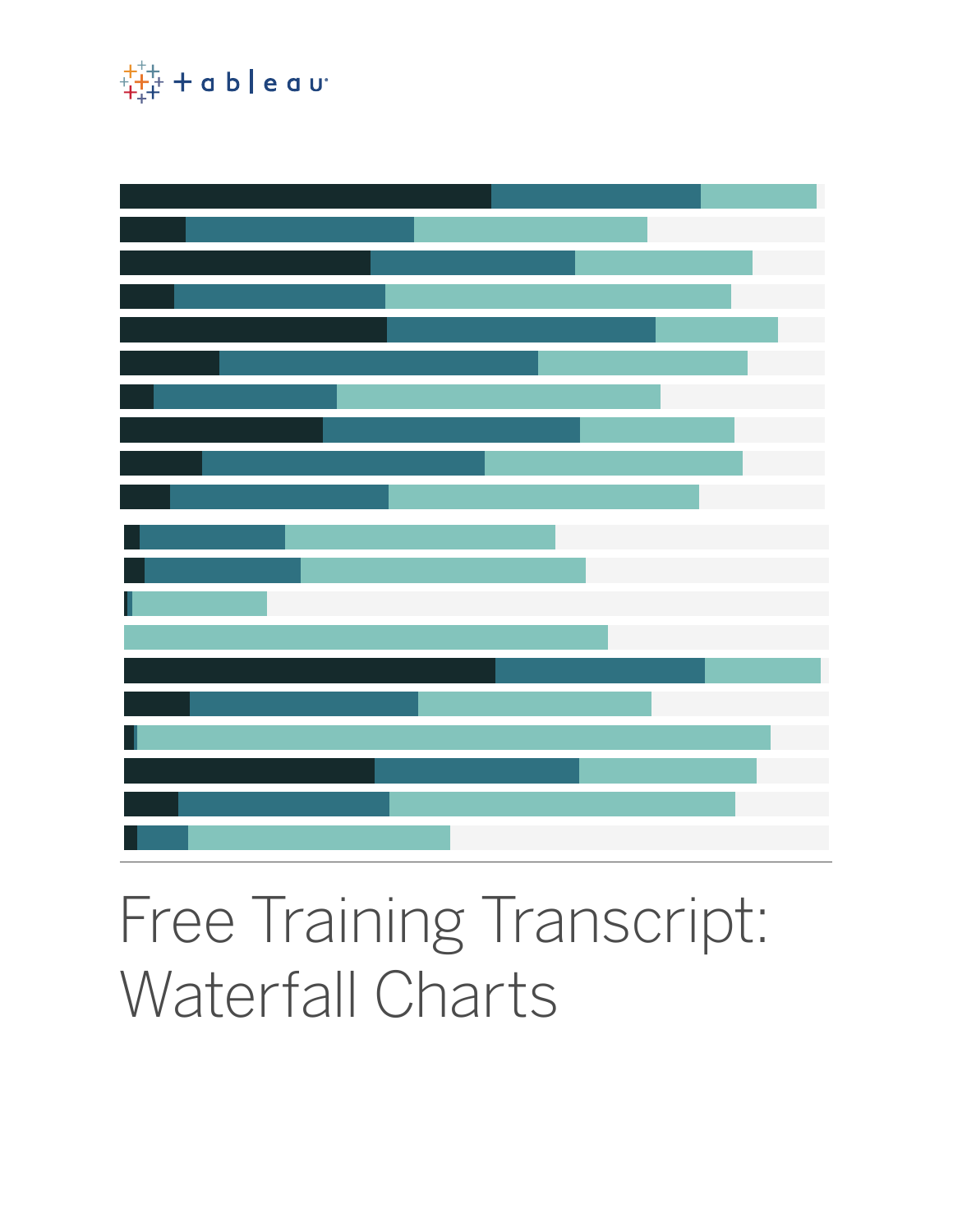# Free Training Transcript: Waterfall Charts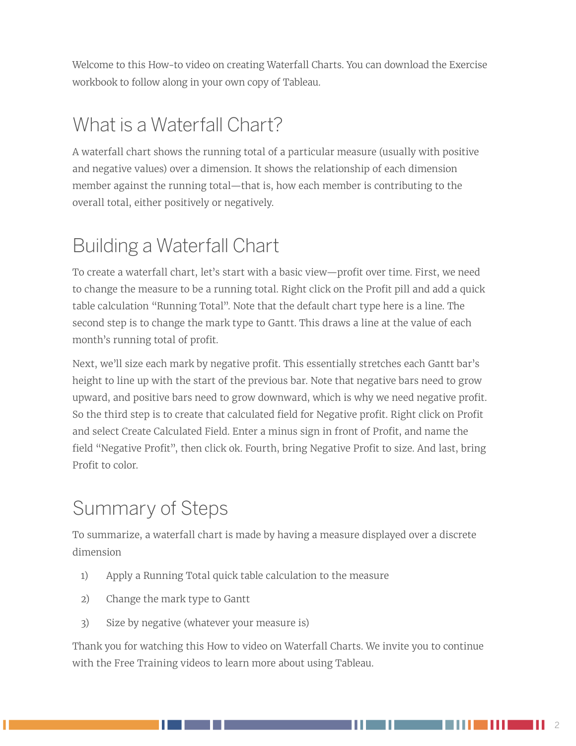Welcome to this How-to video on creating Waterfall Charts. You can download the Exercise workbook to follow along in your own copy of Tableau.

## What is a Waterfall Chart?

A waterfall chart shows the running total of a particular measure (usually with positive and negative values) over a dimension. It shows the relationship of each dimension member against the running total—that is, how each member is contributing to the overall total, either positively or negatively.

## Building a Waterfall Chart

To create a waterfall chart, let's start with a basic view—profit over time. First, we need to change the measure to be a running total. Right click on the Profit pill and add a quick table calculation "Running Total". Note that the default chart type here is a line. The second step is to change the mark type to Gantt. This draws a line at the value of each month's running total of profit.

Next, we'll size each mark by negative profit. This essentially stretches each Gantt bar's height to line up with the start of the previous bar. Note that negative bars need to grow upward, and positive bars need to grow downward, which is why we need negative profit. So the third step is to create that calculated field for Negative profit. Right click on Profit and select Create Calculated Field. Enter a minus sign in front of Profit, and name the field "Negative Profit", then click ok. Fourth, bring Negative Profit to size. And last, bring Profit to color.

## Summary of Steps

To summarize, a waterfall chart is made by having a measure displayed over a discrete dimension

1) Apply a Running Total quick table calculation to the measure
2) Change the mark type to Gantt
3) Size by negative (whatever your measure is)

Thank you for watching this How to video on Waterfall Charts. We invite you to continue with the Free Training videos to learn more about using Tableau.